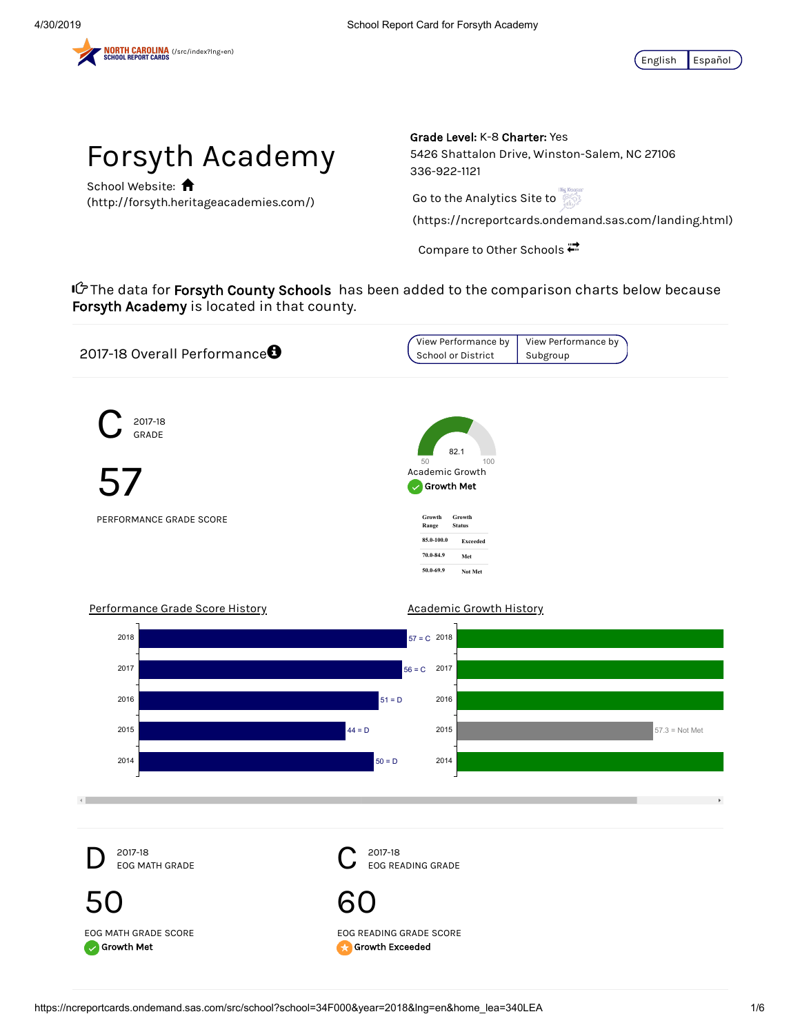NORTH CAROLINA SCHOOL REPORT CARDS (/src/index?lng=en)

English | Español

# Forsyth Academy

School Website: (http://forsyth.heritageacademies.com/)

**Grade Level:** K-8 **Charter:** Yes
5426 Shattalon Drive, Winston-Salem, NC 27106
336-922-1121

Go to the Analytics Site to (https://ncreportcards.ondemand.sas.com/landing.html)

Compare to Other Schools

The data for **Forsyth County Schools** has been added to the comparison charts below because **Forsyth Academy** is located in that county.

## 2017-18 Overall Performance

View Performance by School or District | View Performance by Subgroup

**C** 2017-18 GRADE

**57**

PERFORMANCE GRADE SCORE

82.1 (50–100)

Academic Growth

**Growth Met**

| Growth Range | Growth Status |
|---|---|
| 85.0-100.0 | Exceeded |
| 70.0-84.9 | Met |
| 50.0-69.9 | Not Met |

### Performance Grade Score History

| Year | Score |
|---|---|
| 2018 | 57 = C |
| 2017 | 56 = C |
| 2016 | 51 = D |
| 2015 | 44 = D |
| 2014 | 50 = D |

### Academic Growth History

| Year | Status |
|---|---|
| 2018 | |
| 2017 | |
| 2016 | |
| 2015 | 57.3 = Not Met |
| 2014 | |

**D** 2017-18 EOG MATH GRADE

**50**

EOG MATH GRADE SCORE

**Growth Met**

**C** 2017-18 EOG READING GRADE

**60**

EOG READING GRADE SCORE

**Growth Exceeded**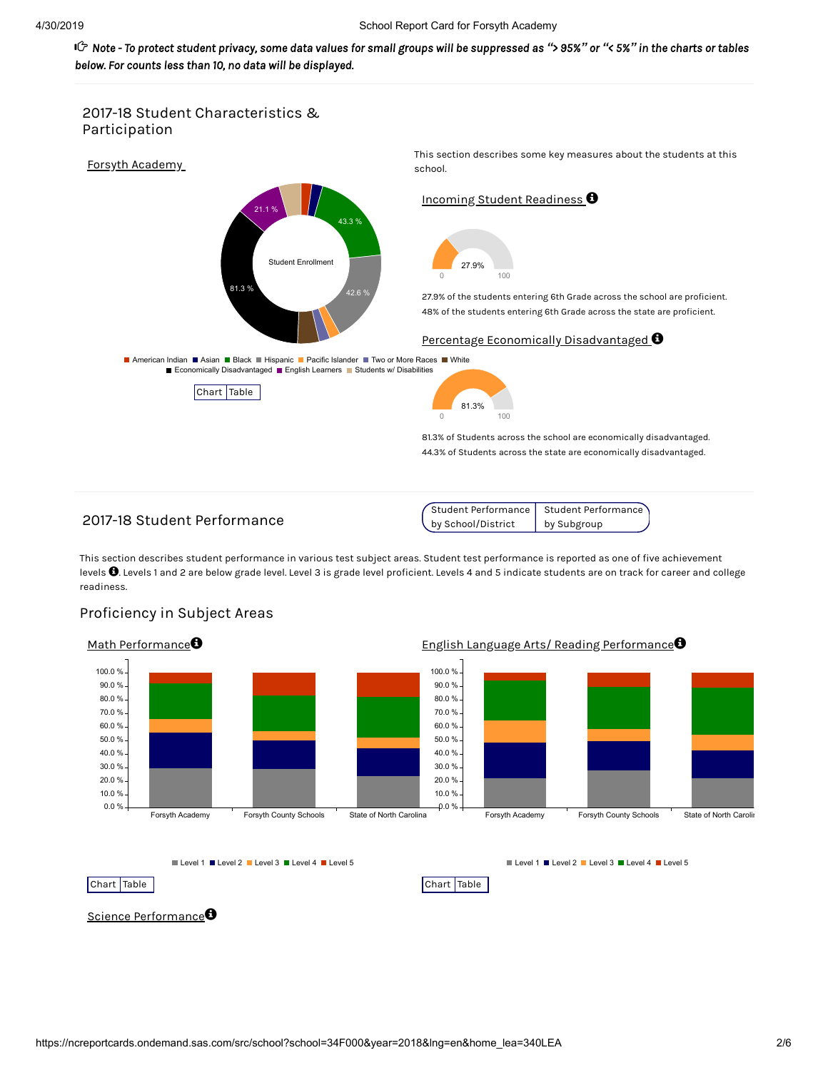☞ *Note - To protect student privacy, some data values for small groups will be suppressed as "> 95%" or "< 5%" in the charts or tables below. For counts less than 10, no data will be displayed.*

## 2017-18 Student Characteristics & Participation

Forsyth Academy

Student Enrollment

21.1 %

43.3 %

81.3 %

42.6 %

American Indian | Asian | Black | Hispanic | Pacific Islander | Two or More Races | White
Economically Disadvantaged | English Learners | Students w/ Disabilities

Chart | Table

This section describes some key measures about the students at this school.

### Incoming Student Readiness

27.9%

0 100

27.9% of the students entering 6th Grade across the school are proficient.
48% of the students entering 6th Grade across the state are proficient.

### Percentage Economically Disadvantaged

81.3%

0 100

81.3% of Students across the school are economically disadvantaged.
44.3% of Students across the state are economically disadvantaged.

## 2017-18 Student Performance

Student Performance by School/District | Student Performance by Subgroup

This section describes student performance in various test subject areas. Student test performance is reported as one of five achievement levels. Levels 1 and 2 are below grade level. Level 3 is grade level proficient. Levels 4 and 5 indicate students are on track for career and college readiness.

### Proficiency in Subject Areas

#### Math Performance

Forsyth Academy | Forsyth County Schools | State of North Carolina

Level 1 | Level 2 | Level 3 | Level 4 | Level 5

Chart | Table

#### English Language Arts/ Reading Performance

Forsyth Academy | Forsyth County Schools | State of North Carolina

Level 1 | Level 2 | Level 3 | Level 4 | Level 5

Chart | Table

#### Science Performance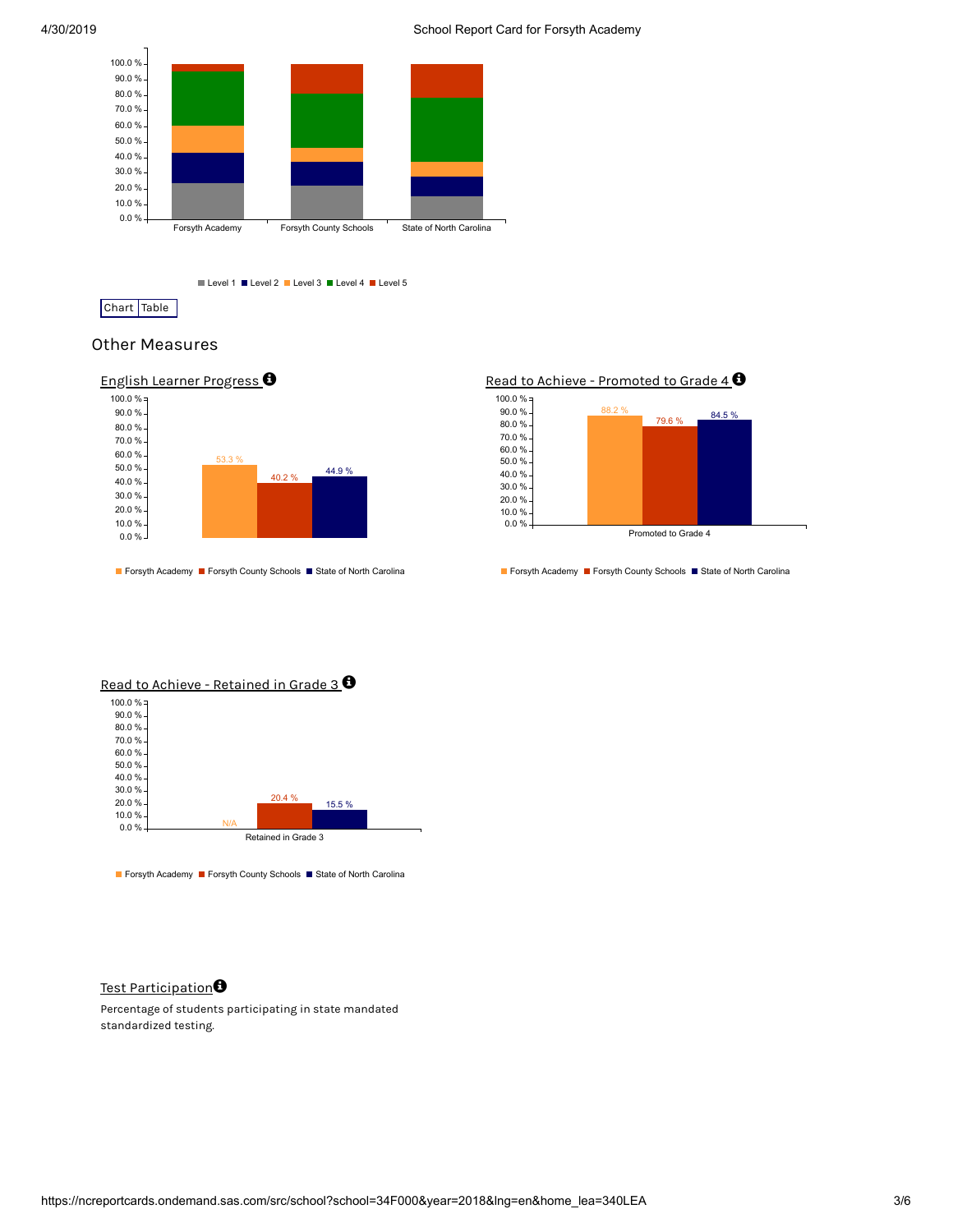Level 1 Level 2 Level 3 Level 4 Level 5

Chart | Table

## Other Measures

### English Learner Progress

| | Forsyth Academy | Forsyth County Schools | State of North Carolina |
|---|---|---|---|
| English Learner Progress | 53.3 % | 40.2 % | 44.9 % |

### Read to Achieve - Promoted to Grade 4

| | Forsyth Academy | Forsyth County Schools | State of North Carolina |
|---|---|---|---|
| Promoted to Grade 4 | 88.2 % | 79.6 % | 84.5 % |

### Read to Achieve - Retained in Grade 3

| | Forsyth Academy | Forsyth County Schools | State of North Carolina |
|---|---|---|---|
| Retained in Grade 3 | N/A | 20.4 % | 15.5 % |

### Test Participation

Percentage of students participating in state mandated standardized testing.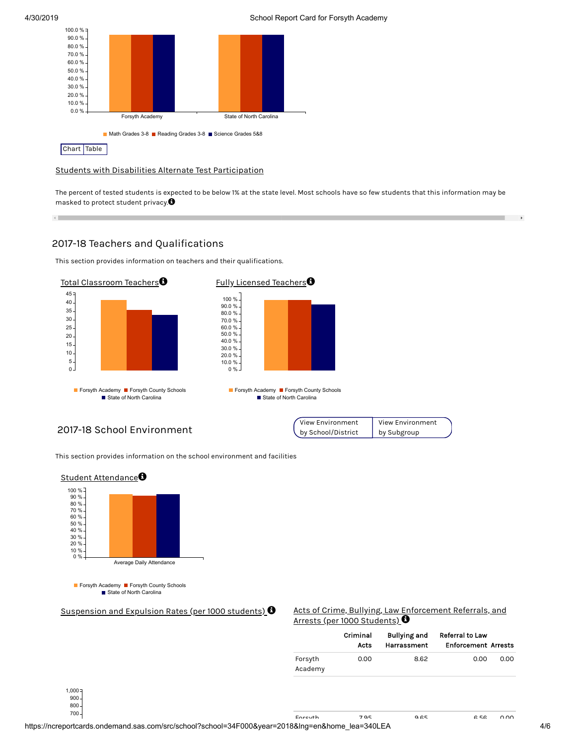100.0 %
90.0 %
80.0 %
70.0 %
60.0 %
50.0 %
40.0 %
30.0 %
20.0 %
10.0 %
0.0 %

Forsyth Academy | State of North Carolina

Math Grades 3-8 | Reading Grades 3-8 | Science Grades 5&8

Chart | Table

Students with Disabilities Alternate Test Participation

The percent of tested students is expected to be below 1% at the state level. Most schools have so few students that this information may be masked to protect student privacy.

## 2017-18 Teachers and Qualifications

This section provides information on teachers and their qualifications.

### Total Classroom Teachers

45
40
35
30
25
20
15
10
5
0

Forsyth Academy | Forsyth County Schools | State of North Carolina

### Fully Licensed Teachers

100 %
90.0 %
80.0 %
70.0 %
60.0 %
50.0 %
40.0 %
30.0 %
20.0 %
10.0 %
0 %

Forsyth Academy | Forsyth County Schools | State of North Carolina

## 2017-18 School Environment

View Environment by School/District | View Environment by Subgroup

This section provides information on the school environment and facilities

### Student Attendance

100 %
90 %
80 %
70 %
60 %
50 %
40 %
30 %
20 %
10 %
0 %

Average Daily Attendance

Forsyth Academy | Forsyth County Schools | State of North Carolina

### Suspension and Expulsion Rates (per 1000 students)

1,000
900
800
700

### Acts of Crime, Bullying, Law Enforcement Referrals, and Arrests (per 1000 Students)

| | Criminal Acts | Bullying and Harrassment | Referral to Law Enforcement | Arrests |
|---|---|---|---|---|
| Forsyth Academy | 0.00 | 8.62 | 0.00 | 0.00 |
| Forsyth | 7.95 | 9.65 | 6.56 | 0.00 |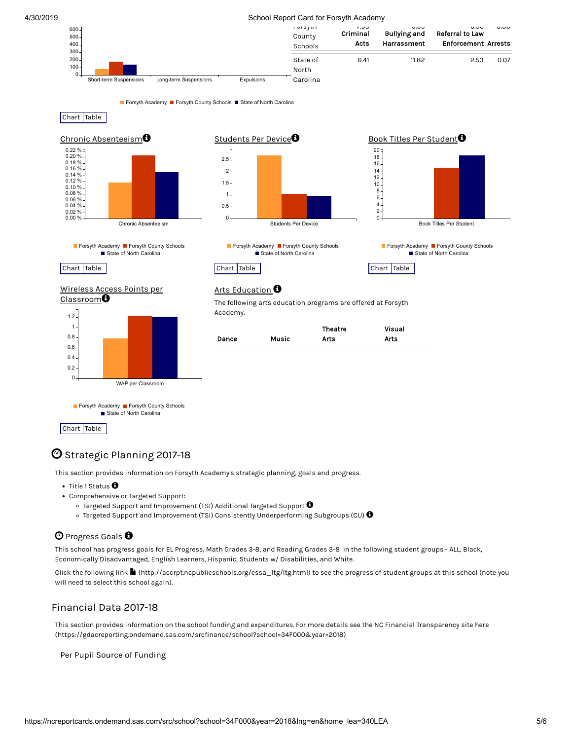| | Criminal Acts | Bullying and Harrassment | Referral to Law Enforcement | Arrests |
|---|---|---|---|---|
| Forsyth County Schools | 7.95 | 9.65 | 6.58 | 0.00 |
| State of North Carolina | 6.41 | 11.82 | 2.53 | 0.07 |

Short-term Suspensions | Long-term Suspensions | Expulsions

Forsyth Academy | Forsyth County Schools | State of North Carolina

Chart | Table

## Chronic Absenteeism

Chronic Absenteeism

Forsyth Academy | Forsyth County Schools | State of North Carolina

Chart | Table

## Students Per Device

Students Per Device

Forsyth Academy | Forsyth County Schools | State of North Carolina

Chart | Table

## Book Titles Per Student

Book Titles Per Student

Forsyth Academy | Forsyth County Schools | State of North Carolina

Chart | Table

## Wireless Access Points per Classroom

WAP per Classroom

Forsyth Academy | Forsyth County Schools | State of North Carolina

Chart | Table

## Arts Education

The following arts education programs are offered at Forsyth Academy.

| Dance | Music | Theatre Arts | Visual Arts |
|---|---|---|---|

# Strategic Planning 2017-18

This section provides information on Forsyth Academy's strategic planning, goals and progress.

- Title 1 Status
- Comprehensive or Targeted Support:
  - Targeted Support and Improvement (TSI) Additional Targeted Support
  - Targeted Support and Improvement (TSI) Consistently Underperforming Subgroups (CU)

## Progress Goals

This school has progress goals for EL Progress, Math Grades 3-8, and Reading Grades 3-8 in the following student groups - ALL, Black, Economically Disadvantaged, English Learners, Hispanic, Students w/ Disabilities, and White.

Click the following link (http://accrpt.ncpublicschools.org/essa_ltg/ltg.html) to see the progress of student groups at this school (note you will need to select this school again).

# Financial Data 2017-18

This section provides information on the school funding and expenditures. For more details see the NC Financial Transparency site here (https://gdacreporting.ondemand.sas.com/srcfinance/school?school=34F000&year=2018)

Per Pupil Source of Funding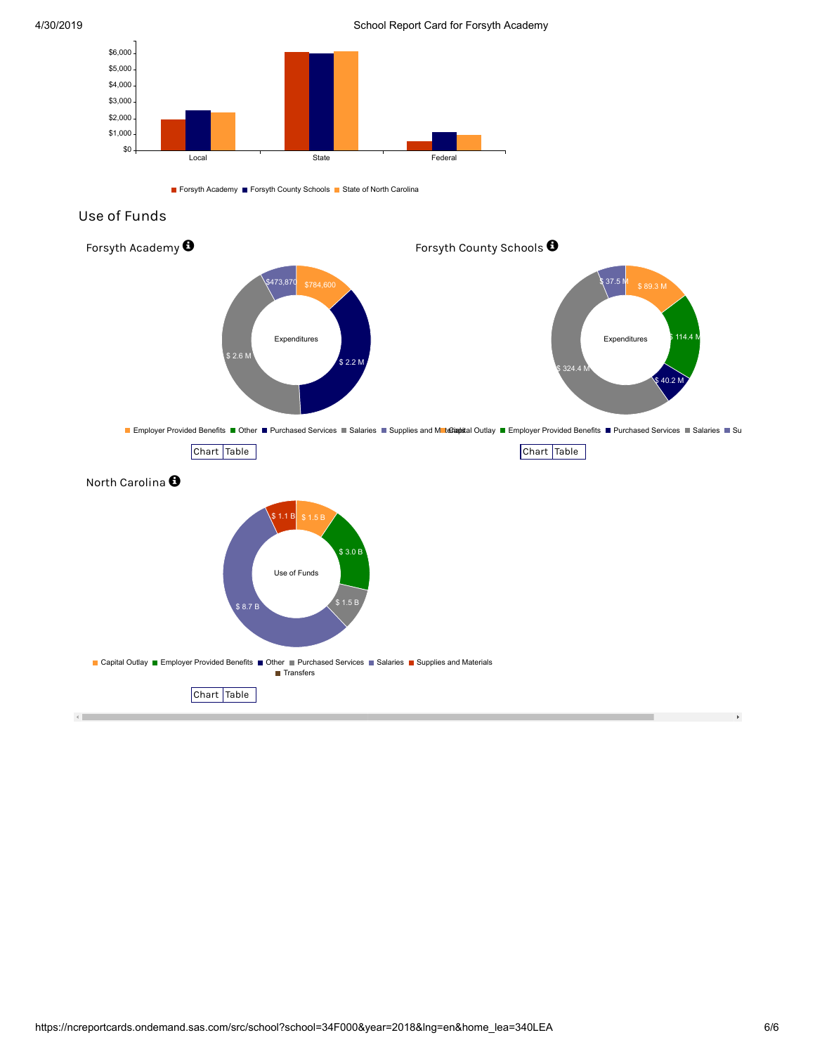$6,000
$5,000
$4,000
$3,000
$2,000
$1,000
$0

Local
State
Federal

Forsyth Academy ■ Forsyth County Schools ■ State of North Carolina

## Use of Funds

### Forsyth Academy

$473,870
$784,600
Expenditures
$ 2.6 M
$ 2.2 M

Employer Provided Benefits ■ Other ■ Purchased Services ■ Salaries ■ Supplies and M

Chart | Table

### Forsyth County Schools

$ 37.5 M
$ 89.3 M
$ 114.4 M
Expenditures
$ 324.4 M
$ 40.2 M

Capital Outlay ■ Employer Provided Benefits ■ Purchased Services ■ Salaries ■ Su

Chart | Table

### North Carolina

$ 1.1 B
$ 1.5 B
$ 3.0 B
Use of Funds
$ 1.5 B
$ 8.7 B

Capital Outlay ■ Employer Provided Benefits ■ Other ■ Purchased Services ■ Salaries ■ Supplies and Materials ■ Transfers

Chart | Table